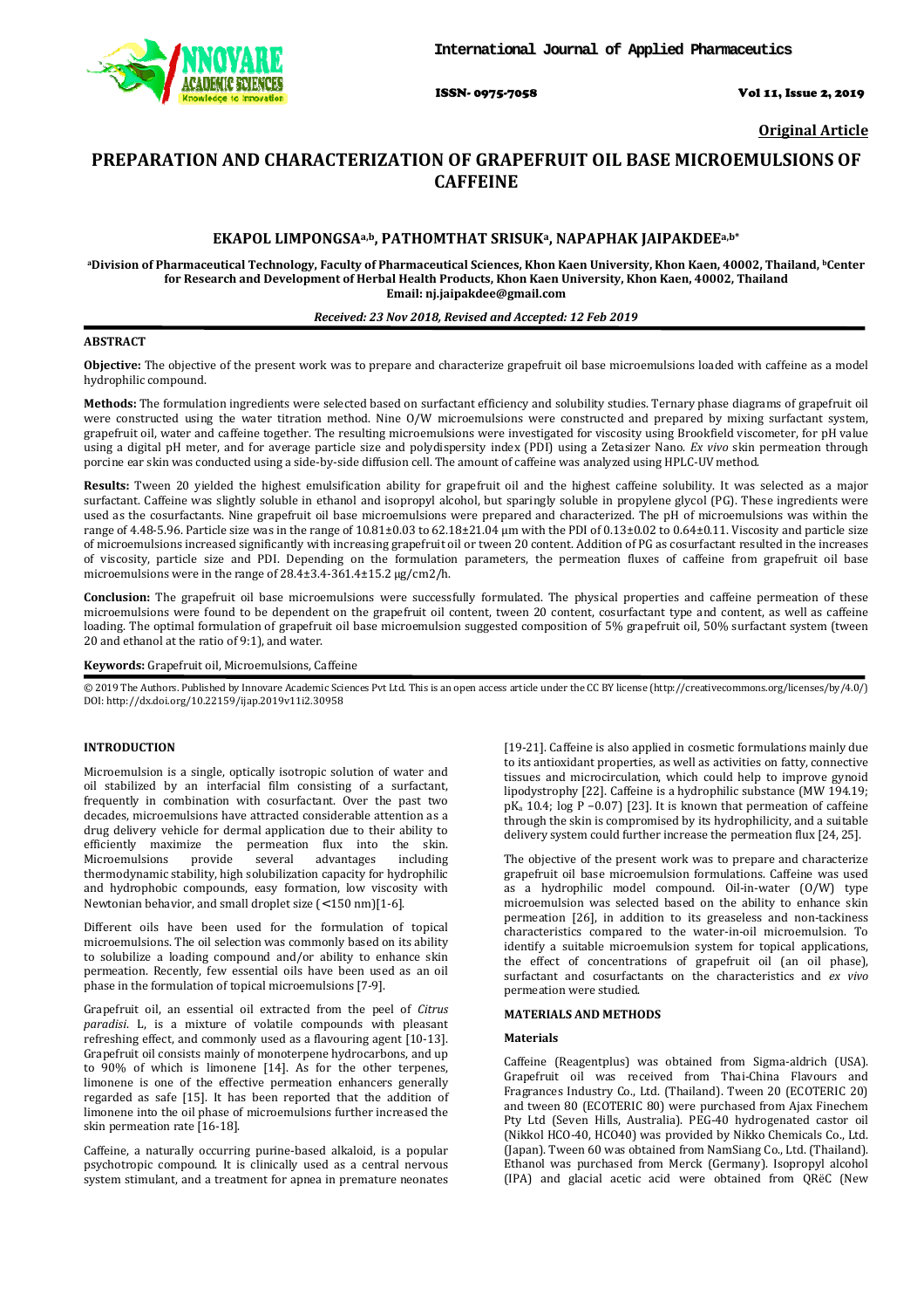Original Article

# PREPARATION AND CHARACTERIZATION OF GRAPEFRUIT OIL BASE MICROEMULSIONS OF CAFFEINE

**EKAPOL LIMPONGSA[a,b], PATHOMTHAT SRISUK[a], NAPAPHAK JAIPAKDEE[a,b*]**

**[a]Division of Pharmaceutical Technology, Faculty of Pharmaceutical Sciences, Khon Kaen University, Khon Kaen, 40002, Thailand, [b]Center for Research and Development of Herbal Health Products, Khon Kaen University, Khon Kaen, 40002, Thailand**
**Email: nj.jaipakdee@gmail.com**

***Received: 23 Nov 2018, Revised and Accepted: 12 Feb 2019***

## ABSTRACT

**Objective:** The objective of the present work was to prepare and characterize grapefruit oil base microemulsions loaded with caffeine as a model hydrophilic compound.

**Methods:** The formulation ingredients were selected based on surfactant efficiency and solubility studies. Ternary phase diagrams of grapefruit oil were constructed using the water titration method. Nine O/W microemulsions were constructed and prepared by mixing surfactant system, grapefruit oil, water and caffeine together. The resulting microemulsions were investigated for viscosity using Brookfield viscometer, for pH value using a digital pH meter, and for average particle size and polydispersity index (PDI) using a Zetasizer Nano. *Ex vivo* skin permeation through porcine ear skin was conducted using a side-by-side diffusion cell. The amount of caffeine was analyzed using HPLC-UV method.

**Results:** Tween 20 yielded the highest emulsification ability for grapefruit oil and the highest caffeine solubility. It was selected as a major surfactant. Caffeine was slightly soluble in ethanol and isopropyl alcohol, but sparingly soluble in propylene glycol (PG). These ingredients were used as the cosurfactants. Nine grapefruit oil base microemulsions were prepared and characterized. The pH of microemulsions was within the range of 4.48-5.96. Particle size was in the range of 10.81±0.03 to 62.18±21.04 µm with the PDI of 0.13±0.02 to 0.64±0.11. Viscosity and particle size of microemulsions increased significantly with increasing grapefruit oil or tween 20 content. Addition of PG as cosurfactant resulted in the increases of viscosity, particle size and PDI. Depending on the formulation parameters, the permeation fluxes of caffeine from grapefruit oil base microemulsions were in the range of 28.4±3.4-361.4±15.2 µg/cm2/h.

**Conclusion:** The grapefruit oil base microemulsions were successfully formulated. The physical properties and caffeine permeation of these microemulsions were found to be dependent on the grapefruit oil content, tween 20 content, cosurfactant type and content, as well as caffeine loading. The optimal formulation of grapefruit oil base microemulsion suggested composition of 5% grapefruit oil, 50% surfactant system (tween 20 and ethanol at the ratio of 9:1), and water.

**Keywords:** Grapefruit oil, Microemulsions, Caffeine

© 2019 The Authors. Published by Innovare Academic Sciences Pvt Ltd. This is an open access article under the CC BY license (http://creativecommons.org/licenses/by/4.0/)
DOI: http://dx.doi.org/10.22159/ijap.2019v11i2.30958

## INTRODUCTION

Microemulsion is a single, optically isotropic solution of water and oil stabilized by an interfacial film consisting of a surfactant, frequently in combination with cosurfactant. Over the past two decades, microemulsions have attracted considerable attention as a drug delivery vehicle for dermal application due to their ability to efficiently maximize the permeation flux into the skin. Microemulsions provide several advantages including thermodynamic stability, high solubilization capacity for hydrophilic and hydrophobic compounds, easy formation, low viscosity with Newtonian behavior, and small droplet size (<150 nm)[1-6].

Different oils have been used for the formulation of topical microemulsions. The oil selection was commonly based on its ability to solubilize a loading compound and/or ability to enhance skin permeation. Recently, few essential oils have been used as an oil phase in the formulation of topical microemulsions [7-9].

Grapefruit oil, an essential oil extracted from the peel of *Citrus paradisi*. L, is a mixture of volatile compounds with pleasant refreshing effect, and commonly used as a flavouring agent [10-13]. Grapefruit oil consists mainly of monoterpene hydrocarbons, and up to 90% of which is limonene [14]. As for the other terpenes, limonene is one of the effective permeation enhancers generally regarded as safe [15]. It has been reported that the addition of limonene into the oil phase of microemulsions further increased the skin permeation rate [16-18].

Caffeine, a naturally occurring purine-based alkaloid, is a popular psychotropic compound. It is clinically used as a central nervous system stimulant, and a treatment for apnea in premature neonates [19-21]. Caffeine is also applied in cosmetic formulations mainly due to its antioxidant properties, as well as activities on fatty, connective tissues and microcirculation, which could help to improve gynoid lipodystrophy [22]. Caffeine is a hydrophilic substance (MW 194.19; p$K_a$ 10.4; log P −0.07) [23]. It is known that permeation of caffeine through the skin is compromised by its hydrophilicity, and a suitable delivery system could further increase the permeation flux [24, 25].

The objective of the present work was to prepare and characterize grapefruit oil base microemulsion formulations. Caffeine was used as a hydrophilic model compound. Oil-in-water (O/W) type microemulsion was selected based on the ability to enhance skin permeation [26], in addition to its greaseless and non-tackiness characteristics compared to the water-in-oil microemulsion. To identify a suitable microemulsion system for topical applications, the effect of concentrations of grapefruit oil (an oil phase), surfactant and cosurfactants on the characteristics and *ex vivo* permeation were studied.

## MATERIALS AND METHODS

### Materials

Caffeine (Reagentplus) was obtained from Sigma-aldrich (USA). Grapefruit oil was received from Thai-China Flavours and Fragrances Industry Co., Ltd. (Thailand). Tween 20 (ECOTERIC 20) and tween 80 (ECOTERIC 80) were purchased from Ajax Finechem Pty Ltd (Seven Hills, Australia). PEG-40 hydrogenated castor oil (Nikkol HCO-40, HCO40) was provided by Nikko Chemicals Co., Ltd. (Japan). Tween 60 was obtained from NamSiang Co., Ltd. (Thailand). Ethanol was purchased from Merck (Germany). Isopropyl alcohol (IPA) and glacial acetic acid were obtained from QRëC (New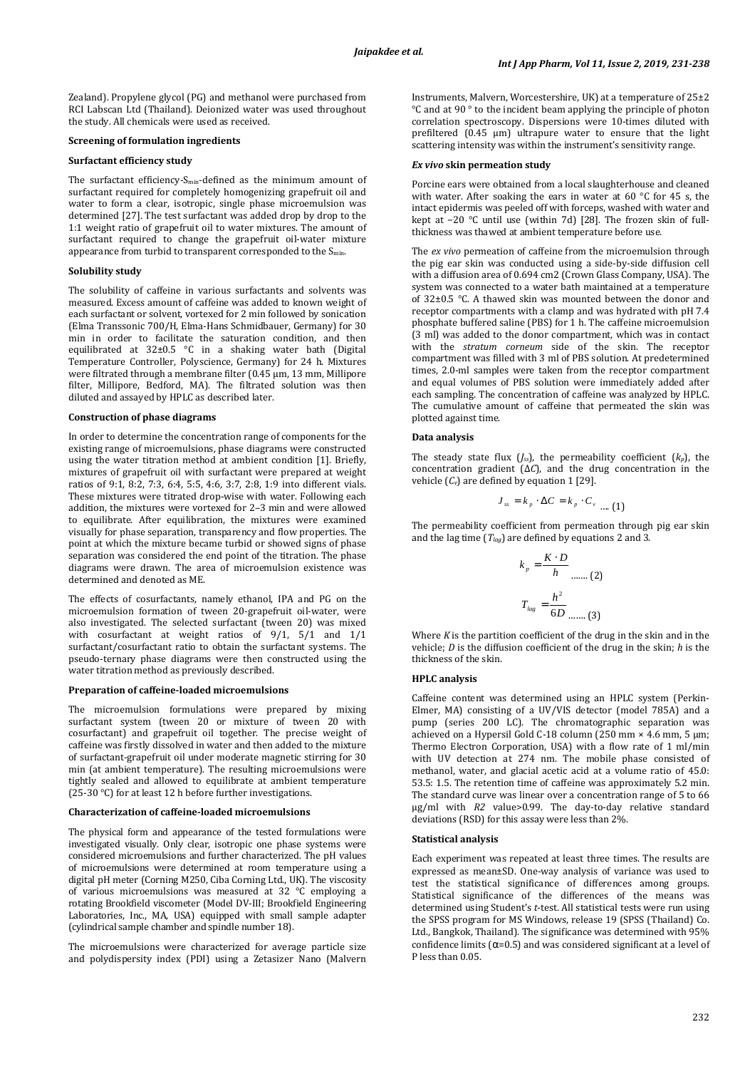Zealand). Propylene glycol (PG) and methanol were purchased from RCI Labscan Ltd (Thailand). Deionized water was used throughout the study. All chemicals were used as received.

### Screening of formulation ingredients

#### Surfactant efficiency study

The surfactant efficiency-$S_{min}$-defined as the minimum amount of surfactant required for completely homogenizing grapefruit oil and water to form a clear, isotropic, single phase microemulsion was determined [27]. The test surfactant was added drop by drop to the 1:1 weight ratio of grapefruit oil to water mixtures. The amount of surfactant required to change the grapefruit oil-water mixture appearance from turbid to transparent corresponded to the $S_{min}$.

#### Solubility study

The solubility of caffeine in various surfactants and solvents was measured. Excess amount of caffeine was added to known weight of each surfactant or solvent, vortexed for 2 min followed by sonication (Elma Transsonic 700/H, Elma-Hans Schmidbauer, Germany) for 30 min in order to facilitate the saturation condition, and then equilibrated at 32±0.5 °C in a shaking water bath (Digital Temperature Controller, Polyscience, Germany) for 24 h. Mixtures were filtrated through a membrane filter (0.45 µm, 13 mm, Millipore filter, Millipore, Bedford, MA). The filtrated solution was then diluted and assayed by HPLC as described later.

#### Construction of phase diagrams

In order to determine the concentration range of components for the existing range of microemulsions, phase diagrams were constructed using the water titration method at ambient condition [1]. Briefly, mixtures of grapefruit oil with surfactant were prepared at weight ratios of 9:1, 8:2, 7:3, 6:4, 5:5, 4:6, 3:7, 2:8, 1:9 into different vials. These mixtures were titrated drop-wise with water. Following each addition, the mixtures were vortexed for 2–3 min and were allowed to equilibrate. After equilibration, the mixtures were examined visually for phase separation, transparency and flow properties. The point at which the mixture became turbid or showed signs of phase separation was considered the end point of the titration. The phase diagrams were drawn. The area of microemulsion existence was determined and denoted as ME.

The effects of cosurfactants, namely ethanol, IPA and PG on the microemulsion formation of tween 20-grapefruit oil-water, were also investigated. The selected surfactant (tween 20) was mixed with cosurfactant at weight ratios of 9/1, 5/1 and 1/1 surfactant/cosurfactant ratio to obtain the surfactant systems. The pseudo-ternary phase diagrams were then constructed using the water titration method as previously described.

#### Preparation of caffeine-loaded microemulsions

The microemulsion formulations were prepared by mixing surfactant system (tween 20 or mixture of tween 20 with cosurfactant) and grapefruit oil together. The precise weight of caffeine was firstly dissolved in water and then added to the mixture of surfactant-grapefruit oil under moderate magnetic stirring for 30 min (at ambient temperature). The resulting microemulsions were tightly sealed and allowed to equilibrate at ambient temperature (25-30 °C) for at least 12 h before further investigations.

#### Characterization of caffeine-loaded microemulsions

The physical form and appearance of the tested formulations were investigated visually. Only clear, isotropic one phase systems were considered microemulsions and further characterized. The pH values of microemulsions were determined at room temperature using a digital pH meter (Corning M250, Ciba Corning Ltd., UK). The viscosity of various microemulsions was measured at 32 °C employing a rotating Brookfield viscometer (Model DV-III; Brookfield Engineering Laboratories, Inc., MA, USA) equipped with small sample adapter (cylindrical sample chamber and spindle number 18).

The microemulsions were characterized for average particle size and polydispersity index (PDI) using a Zetasizer Nano (Malvern Instruments, Malvern, Worcestershire, UK) at a temperature of 25±2 °C and at 90 ° to the incident beam applying the principle of photon correlation spectroscopy. Dispersions were 10-times diluted with prefiltered (0.45 µm) ultrapure water to ensure that the light scattering intensity was within the instrument's sensitivity range.

#### *Ex vivo* skin permeation study

Porcine ears were obtained from a local slaughterhouse and cleaned with water. After soaking the ears in water at 60 °C for 45 s, the intact epidermis was peeled off with forceps, washed with water and kept at −20 °C until use (within 7d) [28]. The frozen skin of full-thickness was thawed at ambient temperature before use.

The *ex vivo* permeation of caffeine from the microemulsion through the pig ear skin was conducted using a side-by-side diffusion cell with a diffusion area of 0.694 cm2 (Crown Glass Company, USA). The system was connected to a water bath maintained at a temperature of 32±0.5 °C. A thawed skin was mounted between the donor and receptor compartments with a clamp and was hydrated with pH 7.4 phosphate buffered saline (PBS) for 1 h. The caffeine microemulsion (3 ml) was added to the donor compartment, which was in contact with the *stratum corneum* side of the skin. The receptor compartment was filled with 3 ml of PBS solution. At predetermined times, 2.0-ml samples were taken from the receptor compartment and equal volumes of PBS solution were immediately added after each sampling. The concentration of caffeine was analyzed by HPLC. The cumulative amount of caffeine that permeated the skin was plotted against time.

#### Data analysis

The steady state flux ($J_{ss}$), the permeability coefficient ($k_p$), the concentration gradient ($\Delta C$), and the drug concentration in the vehicle ($C_v$) are defined by equation 1 [29].

$$J_{ss} = k_p \cdot \Delta C = k_p \cdot C_v \quad \text{.... (1)}$$

The permeability coefficient from permeation through pig ear skin and the lag time ($T_{lag}$) are defined by equations 2 and 3.

$$k_p = \frac{K \cdot D}{h} \quad \text{....... (2)}$$

$$T_{lag} = \frac{h^2}{6D} \quad \text{....... (3)}$$

Where $K$ is the partition coefficient of the drug in the skin and in the vehicle; $D$ is the diffusion coefficient of the drug in the skin; $h$ is the thickness of the skin.

#### HPLC analysis

Caffeine content was determined using an HPLC system (Perkin-Elmer, MA) consisting of a UV/VIS detector (model 785A) and a pump (series 200 LC). The chromatographic separation was achieved on a Hypersil Gold C-18 column (250 mm × 4.6 mm, 5 µm; Thermo Electron Corporation, USA) with a flow rate of 1 ml/min with UV detection at 274 nm. The mobile phase consisted of methanol, water, and glacial acetic acid at a volume ratio of 45.0: 53.5: 1.5. The retention time of caffeine was approximately 5.2 min. The standard curve was linear over a concentration range of 5 to 66 µg/ml with $R2$ value>0.99. The day-to-day relative standard deviations (RSD) for this assay were less than 2%.

#### Statistical analysis

Each experiment was repeated at least three times. The results are expressed as mean±SD. One-way analysis of variance was used to test the statistical significance of differences among groups. Statistical significance of the differences of the means was determined using Student's *t*-test. All statistical tests were run using the SPSS program for MS Windows, release 19 (SPSS (Thailand) Co. Ltd., Bangkok, Thailand). The significance was determined with 95% confidence limits ($\alpha$=0.5) and was considered significant at a level of P less than 0.05.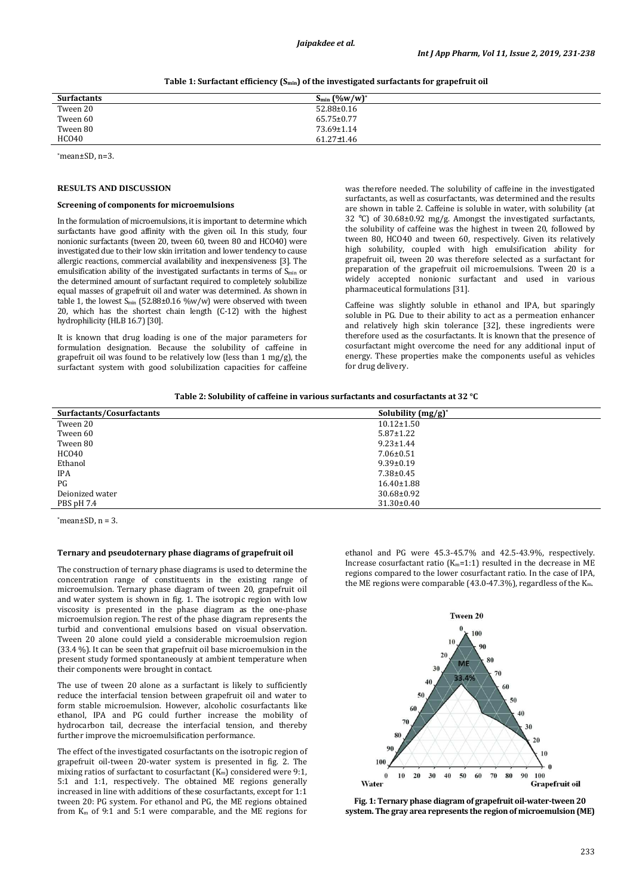**Table 1: Surfactant efficiency ($S_{min}$) of the investigated surfactants for grapefruit oil**

| Surfactants | $S_{min}$ (%w/w)* |
| --- | --- |
| Tween 20 | 52.88±0.16 |
| Tween 60 | 65.75±0.77 |
| Tween 80 | 73.69±1.14 |
| HCO40 | 61.27±1.46 |

*mean±SD, n=3.

## RESULTS AND DISCUSSION

### Screening of components for microemulsions

In the formulation of microemulsions, it is important to determine which surfactants have good affinity with the given oil. In this study, four nonionic surfactants (tween 20, tween 60, tween 80 and HCO40) were investigated due to their low skin irritation and lower tendency to cause allergic reactions, commercial availability and inexpensiveness [3]. The emulsification ability of the investigated surfactants in terms of $S_{min}$ or the determined amount of surfactant required to completely solubilize equal masses of grapefruit oil and water was determined. As shown in table 1, the lowest $S_{min}$ (52.88±0.16 %w/w) were observed with tween 20, which has the shortest chain length (C-12) with the highest hydrophilicity (HLB 16.7) [30].

It is known that drug loading is one of the major parameters for formulation designation. Because the solubility of caffeine in grapefruit oil was found to be relatively low (less than 1 mg/g), the surfactant system with good solubilization capacities for caffeine was therefore needed. The solubility of caffeine in the investigated surfactants, as well as cosurfactants, was determined and the results are shown in table 2. Caffeine is soluble in water, with solubility (at 32 °C) of 30.68±0.92 mg/g. Amongst the investigated surfactants, the solubility of caffeine was the highest in tween 20, followed by tween 80, HCO40 and tween 60, respectively. Given its relatively high solubility, coupled with high emulsification ability for grapefruit oil, tween 20 was therefore selected as a surfactant for preparation of the grapefruit oil microemulsions. Tween 20 is a widely accepted nonionic surfactant and used in various pharmaceutical formulations [31].

Caffeine was slightly soluble in ethanol and IPA, but sparingly soluble in PG. Due to their ability to act as a permeation enhancer and relatively high skin tolerance [32], these ingredients were therefore used as the cosurfactants. It is known that the presence of cosurfactant might overcome the need for any additional input of energy. These properties make the components useful as vehicles for drug delivery.

**Table 2: Solubility of caffeine in various surfactants and cosurfactants at 32 °C**

| Surfactants/Cosurfactants | Solubility (mg/g)* |
| --- | --- |
| Tween 20 | 10.12±1.50 |
| Tween 60 | 5.87±1.22 |
| Tween 80 | 9.23±1.44 |
| HCO40 | 7.06±0.51 |
| Ethanol | 9.39±0.19 |
| IPA | 7.38±0.45 |
| PG | 16.40±1.88 |
| Deionized water | 30.68±0.92 |
| PBS pH 7.4 | 31.30±0.40 |

*mean±SD, n = 3.

### Ternary and pseudoternary phase diagrams of grapefruit oil

The construction of ternary phase diagrams is used to determine the concentration range of constituents in the existing range of microemulsion. Ternary phase diagram of tween 20, grapefruit oil and water system is shown in fig. 1. The isotropic region with low viscosity is presented in the phase diagram as the one-phase microemulsion region. The rest of the phase diagram represents the turbid and conventional emulsions based on visual observation. Tween 20 alone could yield a considerable microemulsion region (33.4 %). It can be seen that grapefruit oil base microemulsion in the present study formed spontaneously at ambient temperature when their components were brought in contact.

The use of tween 20 alone as a surfactant is likely to sufficiently reduce the interfacial tension between grapefruit oil and water to form stable microemulsion. However, alcoholic cosurfactants like ethanol, IPA and PG could further increase the mobility of hydrocarbon tail, decrease the interfacial tension, and thereby further improve the microemulsification performance.

The effect of the investigated cosurfactants on the isotropic region of grapefruit oil-tween 20-water system is presented in fig. 2. The mixing ratios of surfactant to cosurfactant ($K_m$) considered were 9:1, 5:1 and 1:1, respectively. The obtained ME regions generally increased in line with additions of these cosurfactants, except for 1:1 tween 20: PG system. For ethanol and PG, the ME regions obtained from $K_m$ of 9:1 and 5:1 were comparable, and the ME regions for ethanol and PG were 45.3-45.7% and 42.5-43.9%, respectively. Increase cosurfactant ratio ($K_m$=1:1) resulted in the decrease in ME regions compared to the lower cosurfactant ratio. In the case of IPA, the ME regions were comparable (43.0-47.3%), regardless of the $K_m$.

**Fig. 1: Ternary phase diagram of grapefruit oil-water-tween 20 system. The gray area represents the region of microemulsion (ME)**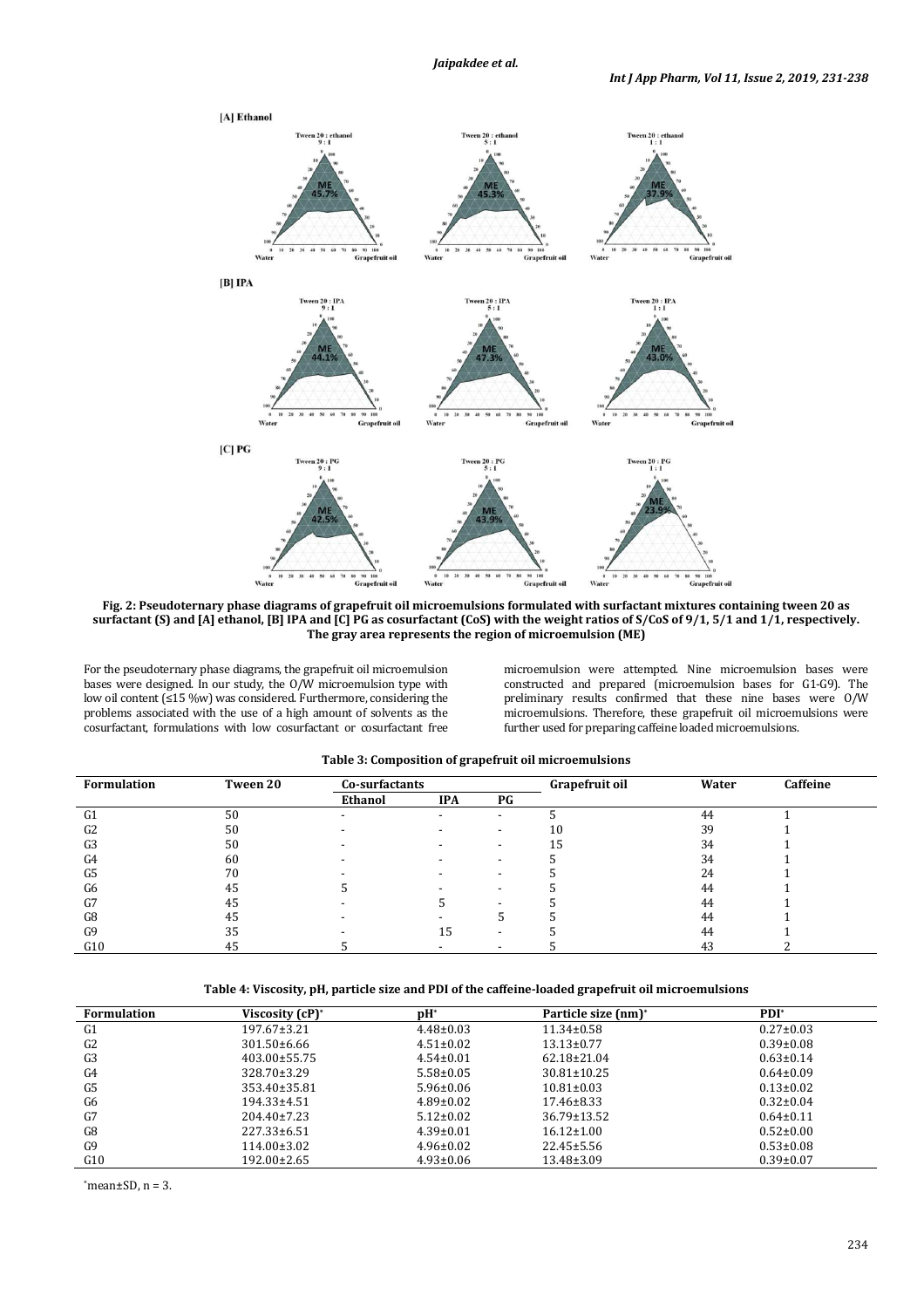**Fig. 2: Pseudoternary phase diagrams of grapefruit oil microemulsions formulated with surfactant mixtures containing tween 20 as surfactant (S) and [A] ethanol, [B] IPA and [C] PG as cosurfactant (CoS) with the weight ratios of S/CoS of 9/1, 5/1 and 1/1, respectively. The gray area represents the region of microemulsion (ME)**

For the pseudoternary phase diagrams, the grapefruit oil microemulsion bases were designed. In our study, the O/W microemulsion type with low oil content (≤15 %w) was considered. Furthermore, considering the problems associated with the use of a high amount of solvents as the cosurfactant, formulations with low cosurfactant or cosurfactant free microemulsion were attempted. Nine microemulsion bases were constructed and prepared (microemulsion bases for G1-G9). The preliminary results confirmed that these nine bases were O/W microemulsions. Therefore, these grapefruit oil microemulsions were further used for preparing caffeine loaded microemulsions.

**Table 3: Composition of grapefruit oil microemulsions**

| Formulation | Tween 20 | Co-surfactants | | | Grapefruit oil | Water | Caffeine |
|---|---|---|---|---|---|---|---|
| | | Ethanol | IPA | PG | | | |
| G1 | 50 | - | - | - | 5 | 44 | 1 |
| G2 | 50 | - | - | - | 10 | 39 | 1 |
| G3 | 50 | - | - | - | 15 | 34 | 1 |
| G4 | 60 | - | - | - | 5 | 34 | 1 |
| G5 | 70 | - | - | - | 5 | 24 | 1 |
| G6 | 45 | 5 | - | - | 5 | 44 | 1 |
| G7 | 45 | - | 5 | - | 5 | 44 | 1 |
| G8 | 45 | - | - | 5 | 5 | 44 | 1 |
| G9 | 35 | - | 15 | - | 5 | 44 | 1 |
| G10 | 45 | 5 | - | - | 5 | 43 | 2 |

**Table 4: Viscosity, pH, particle size and PDI of the caffeine-loaded grapefruit oil microemulsions**

| Formulation | Viscosity (cP)* | pH* | Particle size (nm)* | PDI* |
|---|---|---|---|---|
| G1 | 197.67±3.21 | 4.48±0.03 | 11.34±0.58 | 0.27±0.03 |
| G2 | 301.50±6.66 | 4.51±0.02 | 13.13±0.77 | 0.39±0.08 |
| G3 | 403.00±55.75 | 4.54±0.01 | 62.18±21.04 | 0.63±0.14 |
| G4 | 328.70±3.29 | 5.58±0.05 | 30.81±10.25 | 0.64±0.09 |
| G5 | 353.40±35.81 | 5.96±0.06 | 10.81±0.03 | 0.13±0.02 |
| G6 | 194.33±4.51 | 4.89±0.02 | 17.46±8.33 | 0.32±0.04 |
| G7 | 204.40±7.23 | 5.12±0.02 | 36.79±13.52 | 0.64±0.11 |
| G8 | 227.33±6.51 | 4.39±0.01 | 16.12±1.00 | 0.52±0.00 |
| G9 | 114.00±3.02 | 4.96±0.02 | 22.45±5.56 | 0.53±0.08 |
| G10 | 192.00±2.65 | 4.93±0.06 | 13.48±3.09 | 0.39±0.07 |

*mean±SD, n = 3.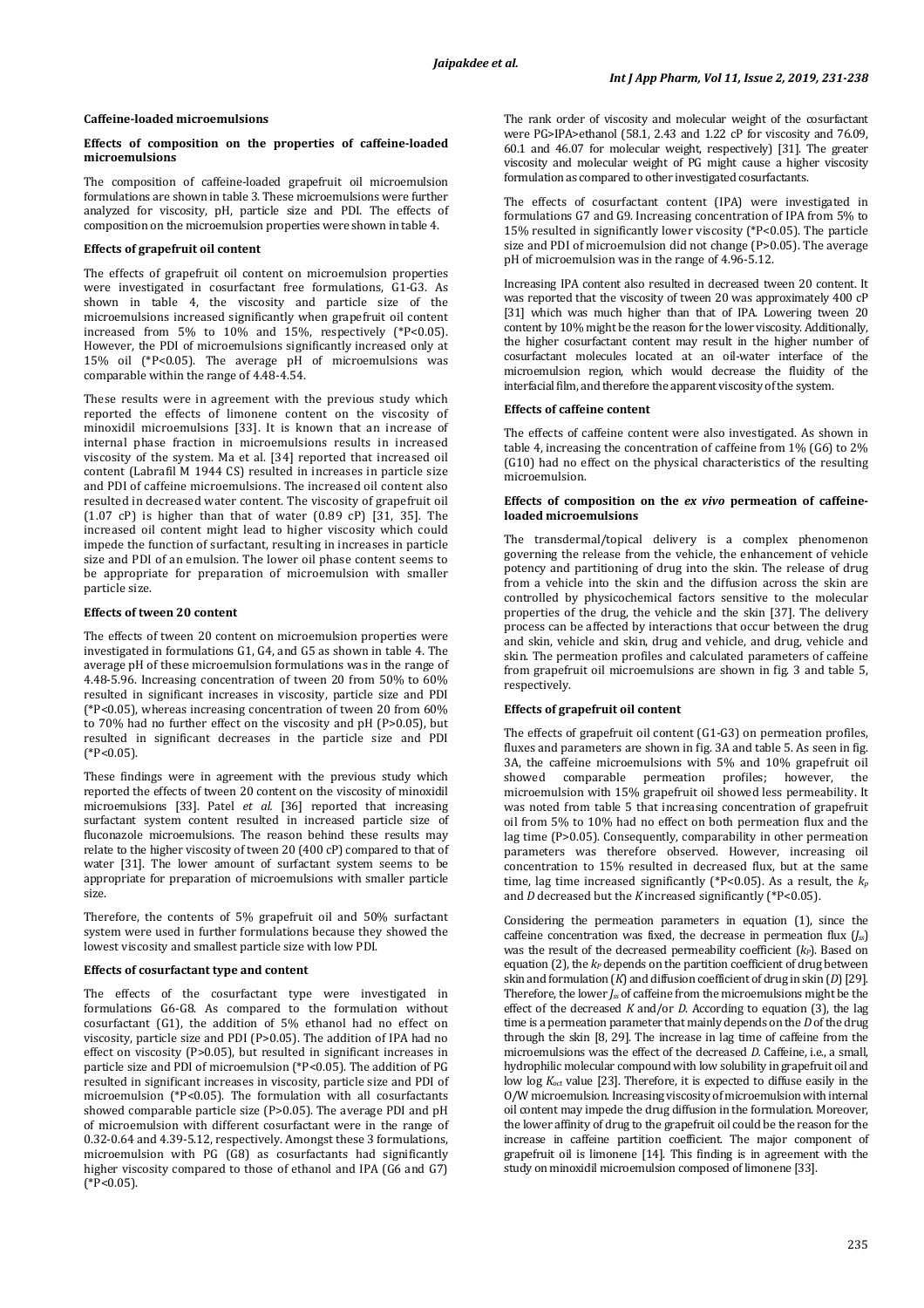### Caffeine-loaded microemulsions

#### Effects of composition on the properties of caffeine-loaded microemulsions

The composition of caffeine-loaded grapefruit oil microemulsion formulations are shown in table 3. These microemulsions were further analyzed for viscosity, pH, particle size and PDI. The effects of composition on the microemulsion properties were shown in table 4.

#### Effects of grapefruit oil content

The effects of grapefruit oil content on microemulsion properties were investigated in cosurfactant free formulations, G1-G3. As shown in table 4, the viscosity and particle size of the microemulsions increased significantly when grapefruit oil content increased from 5% to 10% and 15%, respectively (*P<0.05). However, the PDI of microemulsions significantly increased only at 15% oil (*P<0.05). The average pH of microemulsions was comparable within the range of 4.48-4.54.

These results were in agreement with the previous study which reported the effects of limonene content on the viscosity of minoxidil microemulsions [33]. It is known that an increase of internal phase fraction in microemulsions results in increased viscosity of the system. Ma et al. [34] reported that increased oil content (Labrafil M 1944 CS) resulted in increases in particle size and PDI of caffeine microemulsions. The increased oil content also resulted in decreased water content. The viscosity of grapefruit oil (1.07 cP) is higher than that of water (0.89 cP) [31, 35]. The increased oil content might lead to higher viscosity which could impede the function of surfactant, resulting in increases in particle size and PDI of an emulsion. The lower oil phase content seems to be appropriate for preparation of microemulsion with smaller particle size.

#### Effects of tween 20 content

The effects of tween 20 content on microemulsion properties were investigated in formulations G1, G4, and G5 as shown in table 4. The average pH of these microemulsion formulations was in the range of 4.48-5.96. Increasing concentration of tween 20 from 50% to 60% resulted in significant increases in viscosity, particle size and PDI (*P<0.05), whereas increasing concentration of tween 20 from 60% to 70% had no further effect on the viscosity and pH (P>0.05), but resulted in significant decreases in the particle size and PDI (*P<0.05).

These findings were in agreement with the previous study which reported the effects of tween 20 content on the viscosity of minoxidil microemulsions [33]. Patel *et al.* [36] reported that increasing surfactant system content resulted in increased particle size of fluconazole microemulsions. The reason behind these results may relate to the higher viscosity of tween 20 (400 cP) compared to that of water [31]. The lower amount of surfactant system seems to be appropriate for preparation of microemulsions with smaller particle size.

Therefore, the contents of 5% grapefruit oil and 50% surfactant system were used in further formulations because they showed the lowest viscosity and smallest particle size with low PDI.

#### Effects of cosurfactant type and content

The effects of the cosurfactant type were investigated in formulations G6-G8. As compared to the formulation without cosurfactant (G1), the addition of 5% ethanol had no effect on viscosity, particle size and PDI (P>0.05). The addition of IPA had no effect on viscosity (P>0.05), but resulted in significant increases in particle size and PDI of microemulsion (*P<0.05). The addition of PG resulted in significant increases in viscosity, particle size and PDI of microemulsion (*P<0.05). The formulation with all cosurfactants showed comparable particle size (P>0.05). The average PDI and pH of microemulsion with different cosurfactant were in the range of 0.32-0.64 and 4.39-5.12, respectively. Amongst these 3 formulations, microemulsion with PG (G8) as cosurfactants had significantly higher viscosity compared to those of ethanol and IPA (G6 and G7) (*P<0.05).

The rank order of viscosity and molecular weight of the cosurfactant were PG>IPA>ethanol (58.1, 2.43 and 1.22 cP for viscosity and 76.09, 60.1 and 46.07 for molecular weight, respectively) [31]. The greater viscosity and molecular weight of PG might cause a higher viscosity formulation as compared to other investigated cosurfactants.

The effects of cosurfactant content (IPA) were investigated in formulations G7 and G9. Increasing concentration of IPA from 5% to 15% resulted in significantly lower viscosity (*P<0.05). The particle size and PDI of microemulsion did not change (P>0.05). The average pH of microemulsion was in the range of 4.96-5.12.

Increasing IPA content also resulted in decreased tween 20 content. It was reported that the viscosity of tween 20 was approximately 400 cP [31] which was much higher than that of IPA. Lowering tween 20 content by 10% might be the reason for the lower viscosity. Additionally, the higher cosurfactant content may result in the higher number of cosurfactant molecules located at an oil-water interface of the microemulsion region, which would decrease the fluidity of the interfacial film, and therefore the apparent viscosity of the system.

#### Effects of caffeine content

The effects of caffeine content were also investigated. As shown in table 4, increasing the concentration of caffeine from 1% (G6) to 2% (G10) had no effect on the physical characteristics of the resulting microemulsion.

#### Effects of composition on the *ex vivo* permeation of caffeine-loaded microemulsions

The transdermal/topical delivery is a complex phenomenon governing the release from the vehicle, the enhancement of vehicle potency and partitioning of drug into the skin. The release of drug from a vehicle into the skin and the diffusion across the skin are controlled by physicochemical factors sensitive to the molecular properties of the drug, the vehicle and the skin [37]. The delivery process can be affected by interactions that occur between the drug and skin, vehicle and skin, drug and vehicle, and drug, vehicle and skin. The permeation profiles and calculated parameters of caffeine from grapefruit oil microemulsions are shown in fig. 3 and table 5, respectively.

#### Effects of grapefruit oil content

The effects of grapefruit oil content (G1-G3) on permeation profiles, fluxes and parameters are shown in fig. 3A and table 5. As seen in fig. 3A, the caffeine microemulsions with 5% and 10% grapefruit oil showed comparable permeation profiles; however, the microemulsion with 15% grapefruit oil showed less permeability. It was noted from table 5 that increasing concentration of grapefruit oil from 5% to 10% had no effect on both permeation flux and the lag time (P>0.05). Consequently, comparability in other permeation parameters was therefore observed. However, increasing oil concentration to 15% resulted in decreased flux, but at the same time, lag time increased significantly (*P<0.05). As a result, the $k_p$ and $D$ decreased but the $K$ increased significantly (*P<0.05).

Considering the permeation parameters in equation (1), since the caffeine concentration was fixed, the decrease in permeation flux ($J_{ss}$) was the result of the decreased permeability coefficient ($k_P$). Based on equation (2), the $k_P$ depends on the partition coefficient of drug between skin and formulation ($K$) and diffusion coefficient of drug in skin ($D$) [29]. Therefore, the lower $J_{ss}$ of caffeine from the microemulsions might be the effect of the decreased $K$ and/or $D$. According to equation (3), the lag time is a permeation parameter that mainly depends on the $D$ of the drug through the skin [8, 29]. The increase in lag time of caffeine from the microemulsions was the effect of the decreased $D$. Caffeine, i.e., a small, hydrophilic molecular compound with low solubility in grapefruit oil and low log $K_{oct}$ value [23]. Therefore, it is expected to diffuse easily in the O/W microemulsion. Increasing viscosity of microemulsion with internal oil content may impede the drug diffusion in the formulation. Moreover, the lower affinity of drug to the grapefruit oil could be the reason for the increase in caffeine partition coefficient. The major component of grapefruit oil is limonene [14]. This finding is in agreement with the study on minoxidil microemulsion composed of limonene [33].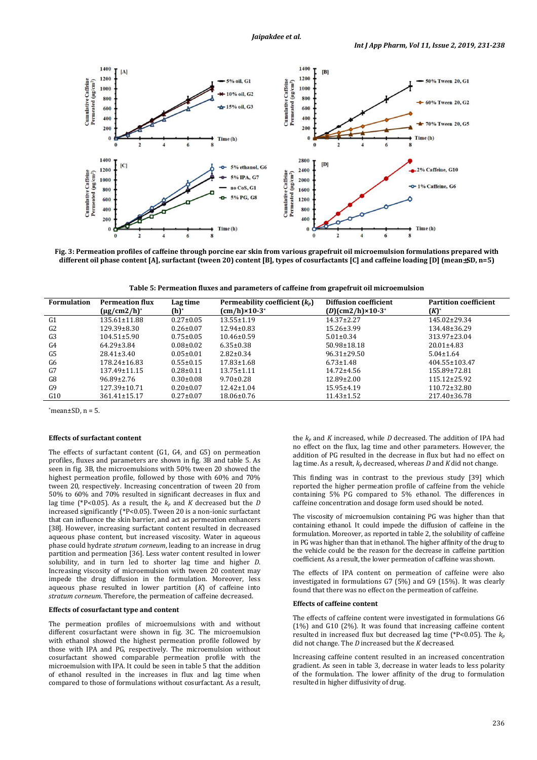**Fig. 3: Permeation profiles of caffeine through porcine ear skin from various grapefruit oil microemulsion formulations prepared with different oil phase content [A], surfactant (tween 20) content [B], types of cosurfactants [C] and caffeine loading [D] (mean±SD, n=5)**

**Table 5: Permeation fluxes and parameters of caffeine from grapefruit oil microemulsion**

| Formulation | Permeation flux (μg/cm2/h)* | Lag time (h)* | Permeability coefficient ($k_p$) (cm/h)×10-3* | Diffusion coefficient ($D$)(cm2/h)×10-3* | Partition coefficient ($K$)* |
|---|---|---|---|---|---|
| G1 | 135.61±11.88 | 0.27±0.05 | 13.55±1.19 | 14.37±2.27 | 145.02±29.34 |
| G2 | 129.39±8.30 | 0.26±0.07 | 12.94±0.83 | 15.26±3.99 | 134.48±36.29 |
| G3 | 104.51±5.90 | 0.75±0.05 | 10.46±0.59 | 5.01±0.34 | 313.97±23.04 |
| G4 | 64.29±3.84 | 0.08±0.02 | 6.35±0.38 | 50.98±18.18 | 20.01±4.83 |
| G5 | 28.41±3.40 | 0.05±0.01 | 2.82±0.34 | 96.31±29.50 | 5.04±1.64 |
| G6 | 178.24±16.83 | 0.55±0.15 | 17.83±1.68 | 6.73±1.48 | 404.55±103.47 |
| G7 | 137.49±11.15 | 0.28±0.11 | 13.75±1.11 | 14.72±4.56 | 155.89±72.81 |
| G8 | 96.89±2.76 | 0.30±0.08 | 9.70±0.28 | 12.89±2.00 | 115.12±25.92 |
| G9 | 127.39±10.71 | 0.20±0.07 | 12.42±1.04 | 15.95±4.19 | 110.72±32.80 |
| G10 | 361.41±15.17 | 0.27±0.07 | 18.06±0.76 | 11.43±1.52 | 217.40±36.78 |

*mean±SD, n = 5.

### Effects of surfactant content

The effects of surfactant content (G1, G4, and G5) on permeation profiles, fluxes and parameters are shown in fig. 3B and table 5. As seen in fig. 3B, the microemulsions with 50% tween 20 showed the highest permeation profile, followed by those with 60% and 70% tween 20, respectively. Increasing concentration of tween 20 from 50% to 60% and 70% resulted in significant decreases in flux and lag time (*P<0.05). As a result, the $k_p$ and $K$ decreased but the $D$ increased significantly (*P<0.05). Tween 20 is a non-ionic surfactant that can influence the skin barrier, and act as permeation enhancers [38]. However, increasing surfactant content resulted in decreased aqueous phase content, but increased viscosity. Water in aqueous phase could hydrate *stratum corneum*, leading to an increase in drug partition and permeation [36]. Less water content resulted in lower solubility, and in turn led to shorter lag time and higher $D$. Increasing viscosity of microemulsion with tween 20 content may impede the drug diffusion in the formulation. Moreover, less aqueous phase resulted in lower partition ($K$) of caffeine into *stratum corneum*. Therefore, the permeation of caffeine decreased.

### Effects of cosurfactant type and content

The permeation profiles of microemulsions with and without different cosurfactant were shown in fig. 3C. The microemulsion with ethanol showed the highest permeation profile followed by those with IPA and PG, respectively. The microemulsion without cosurfactant showed comparable permeation profile with the microemulsion with IPA. It could be seen in table 5 that the addition of ethanol resulted in the increases in flux and lag time when compared to those of formulations without cosurfactant. As a result, the $k_p$ and $K$ increased, while $D$ decreased. The addition of IPA had no effect on the flux, lag time and other parameters. However, the addition of PG resulted in the decrease in flux but had no effect on lag time. As a result, $k_p$ decreased, whereas $D$ and $K$ did not change.

This finding was in contrast to the previous study [39] which reported the higher permeation profile of caffeine from the vehicle containing 5% PG compared to 5% ethanol. The differences in caffeine concentration and dosage form used should be noted.

The viscosity of microemulsion containing PG was higher than that containing ethanol. It could impede the diffusion of caffeine in the formulation. Moreover, as reported in table 2, the solubility of caffeine in PG was higher than that in ethanol. The higher affinity of the drug to the vehicle could be the reason for the decrease in caffeine partition coefficient. As a result, the lower permeation of caffeine was shown.

The effects of IPA content on permeation of caffeine were also investigated in formulations G7 (5%) and G9 (15%). It was clearly found that there was no effect on the permeation of caffeine.

### Effects of caffeine content

The effects of caffeine content were investigated in formulations G6 (1%) and G10 (2%). It was found that increasing caffeine content resulted in increased flux but decreased lag time (*P<0.05). The $k_p$ did not change. The $D$ increased but the $K$ decreased.

Increasing caffeine content resulted in an increased concentration gradient. As seen in table 3, decrease in water leads to less polarity of the formulation. The lower affinity of the drug to formulation resulted in higher diffusivity of drug.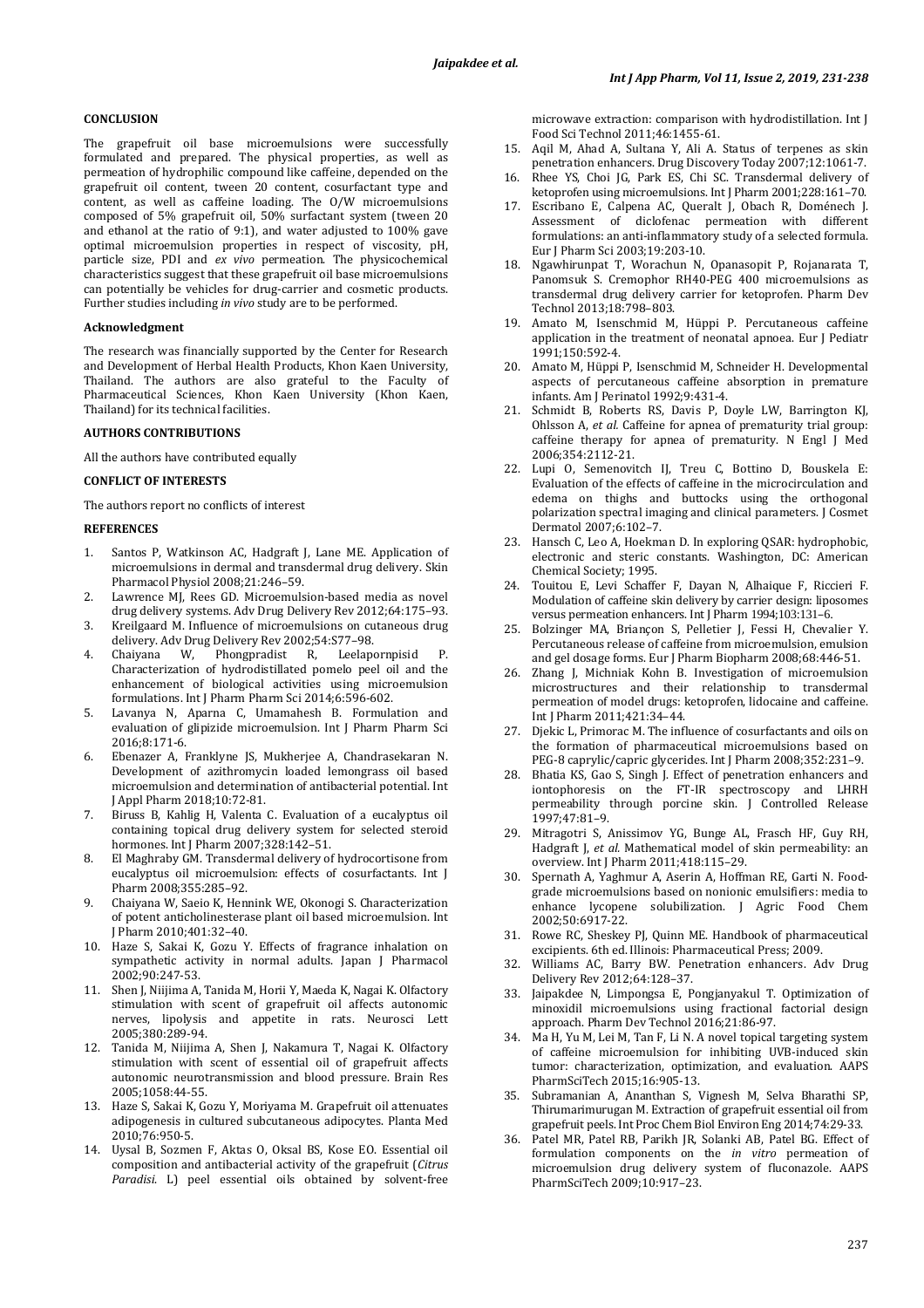## CONCLUSION

The grapefruit oil base microemulsions were successfully formulated and prepared. The physical properties, as well as permeation of hydrophilic compound like caffeine, depended on the grapefruit oil content, tween 20 content, cosurfactant type and content, as well as caffeine loading. The O/W microemulsions composed of 5% grapefruit oil, 50% surfactant system (tween 20 and ethanol at the ratio of 9:1), and water adjusted to 100% gave optimal microemulsion properties in respect of viscosity, pH, particle size, PDI and *ex vivo* permeation. The physicochemical characteristics suggest that these grapefruit oil base microemulsions can potentially be vehicles for drug-carrier and cosmetic products. Further studies including *in vivo* study are to be performed.

### Acknowledgment

The research was financially supported by the Center for Research and Development of Herbal Health Products, Khon Kaen University, Thailand. The authors are also grateful to the Faculty of Pharmaceutical Sciences, Khon Kaen University (Khon Kaen, Thailand) for its technical facilities.

## AUTHORS CONTRIBUTIONS

All the authors have contributed equally

## CONFLICT OF INTERESTS

The authors report no conflicts of interest

## REFERENCES

1. Santos P, Watkinson AC, Hadgraft J, Lane ME. Application of microemulsions in dermal and transdermal drug delivery. Skin Pharmacol Physiol 2008;21:246–59.
2. Lawrence MJ, Rees GD. Microemulsion-based media as novel drug delivery systems. Adv Drug Delivery Rev 2012;64:175–93.
3. Kreilgaard M. Influence of microemulsions on cutaneous drug delivery. Adv Drug Delivery Rev 2002;54:S77–98.
4. Chaiyana W, Phongpradist R, Leelapornpisid P. Characterization of hydrodistillated pomelo peel oil and the enhancement of biological activities using microemulsion formulations. Int J Pharm Pharm Sci 2014;6:596-602.
5. Lavanya N, Aparna C, Umamahesh B. Formulation and evaluation of glipizide microemulsion. Int J Pharm Pharm Sci 2016;8:171-6.
6. Ebenazer A, Franklyne JS, Mukherjee A, Chandrasekaran N. Development of azithromycin loaded lemongrass oil based microemulsion and determination of antibacterial potential. Int J Appl Pharm 2018;10:72-81.
7. Biruss B, Kahlig H, Valenta C. Evaluation of a eucalyptus oil containing topical drug delivery system for selected steroid hormones. Int J Pharm 2007;328:142–51.
8. El Maghraby GM. Transdermal delivery of hydrocortisone from eucalyptus oil microemulsion: effects of cosurfactants. Int J Pharm 2008;355:285–92.
9. Chaiyana W, Saeio K, Hennink WE, Okonogi S. Characterization of potent anticholinesterase plant oil based microemulsion. Int J Pharm 2010;401:32–40.
10. Haze S, Sakai K, Gozu Y. Effects of fragrance inhalation on sympathetic activity in normal adults. Japan J Pharmacol 2002;90:247-53.
11. Shen J, Niijima A, Tanida M, Horii Y, Maeda K, Nagai K. Olfactory stimulation with scent of grapefruit oil affects autonomic nerves, lipolysis and appetite in rats. Neurosci Lett 2005;380:289-94.
12. Tanida M, Niijima A, Shen J, Nakamura T, Nagai K. Olfactory stimulation with scent of essential oil of grapefruit affects autonomic neurotransmission and blood pressure. Brain Res 2005;1058:44-55.
13. Haze S, Sakai K, Gozu Y, Moriyama M. Grapefruit oil attenuates adipogenesis in cultured subcutaneous adipocytes. Planta Med 2010;76:950-5.
14. Uysal B, Sozmen F, Aktas O, Oksal BS, Kose EO. Essential oil composition and antibacterial activity of the grapefruit (*Citrus Paradisi*. L) peel essential oils obtained by solvent-free microwave extraction: comparison with hydrodistillation. Int J Food Sci Technol 2011;46:1455-61.
15. Aqil M, Ahad A, Sultana Y, Ali A. Status of terpenes as skin penetration enhancers. Drug Discovery Today 2007;12:1061-7.
16. Rhee YS, Choi JG, Park ES, Chi SC. Transdermal delivery of ketoprofen using microemulsions. Int J Pharm 2001;228:161–70.
17. Escribano E, Calpena AC, Queralt J, Obach R, Doménech J. Assessment of diclofenac permeation with different formulations: an anti-inflammatory study of a selected formula. Eur J Pharm Sci 2003;19:203-10.
18. Ngawhirunpat T, Worachun N, Opanasopit P, Rojanarata T, Panomsuk S. Cremophor RH40-PEG 400 microemulsions as transdermal drug delivery carrier for ketoprofen. Pharm Dev Technol 2013;18:798–803.
19. Amato M, Isenschmid M, Hüppi P. Percutaneous caffeine application in the treatment of neonatal apnoea. Eur J Pediatr 1991;150:592-4.
20. Amato M, Hüppi P, Isenschmid M, Schneider H. Developmental aspects of percutaneous caffeine absorption in premature infants. Am J Perinatol 1992;9:431-4.
21. Schmidt B, Roberts RS, Davis P, Doyle LW, Barrington KJ, Ohlsson A, *et al.* Caffeine for apnea of prematurity trial group: caffeine therapy for apnea of prematurity. N Engl J Med 2006;354:2112-21.
22. Lupi O, Semenovitch IJ, Treu C, Bottino D, Bouskela E: Evaluation of the effects of caffeine in the microcirculation and edema on thighs and buttocks using the orthogonal polarization spectral imaging and clinical parameters. J Cosmet Dermatol 2007;6:102–7.
23. Hansch C, Leo A, Hoekman D. In exploring QSAR: hydrophobic, electronic and steric constants. Washington, DC: American Chemical Society; 1995.
24. Touitou E, Levi Schaffer F, Dayan N, Alhaique F, Riccieri F. Modulation of caffeine skin delivery by carrier design: liposomes versus permeation enhancers. Int J Pharm 1994;103:131–6.
25. Bolzinger MA, Briançon S, Pelletier J, Fessi H, Chevalier Y. Percutaneous release of caffeine from microemulsion, emulsion and gel dosage forms. Eur J Pharm Biopharm 2008;68:446-51.
26. Zhang J, Michniak Kohn B. Investigation of microemulsion microstructures and their relationship to transdermal permeation of model drugs: ketoprofen, lidocaine and caffeine. Int J Pharm 2011;421:34–44.
27. Djekic L, Primorac M. The influence of cosurfactants and oils on the formation of pharmaceutical microemulsions based on PEG-8 caprylic/capric glycerides. Int J Pharm 2008;352:231–9.
28. Bhatia KS, Gao S, Singh J. Effect of penetration enhancers and iontophoresis on the FT-IR spectroscopy and LHRH permeability through porcine skin. J Controlled Release 1997;47:81–9.
29. Mitragotri S, Anissimov YG, Bunge AL, Frasch HF, Guy RH, Hadgraft J, *et al.* Mathematical model of skin permeability: an overview. Int J Pharm 2011;418:115–29.
30. Spernath A, Yaghmur A, Aserin A, Hoffman RE, Garti N. Food-grade microemulsions based on nonionic emulsifiers: media to enhance lycopene solubilization. J Agric Food Chem 2002;50:6917-22.
31. Rowe RC, Sheskey PJ, Quinn ME. Handbook of pharmaceutical excipients. 6th ed. Illinois: Pharmaceutical Press; 2009.
32. Williams AC, Barry BW. Penetration enhancers. Adv Drug Delivery Rev 2012;64:128–37.
33. Jaipakdee N, Limpongsa E, Pongjanyakul T. Optimization of minoxidil microemulsions using fractional factorial design approach. Pharm Dev Technol 2016;21:86-97.
34. Ma H, Yu M, Lei M, Tan F, Li N. A novel topical targeting system of caffeine microemulsion for inhibiting UVB-induced skin tumor: characterization, optimization, and evaluation. AAPS PharmSciTech 2015;16:905-13.
35. Subramanian A, Ananthan S, Vignesh M, Selva Bharathi SP, Thirumarimurugan M. Extraction of grapefruit essential oil from grapefruit peels. Int Proc Chem Biol Environ Eng 2014;74:29-33.
36. Patel MR, Patel RB, Parikh JR, Solanki AB, Patel BG. Effect of formulation components on the *in vitro* permeation of microemulsion drug delivery system of fluconazole. AAPS PharmSciTech 2009;10:917–23.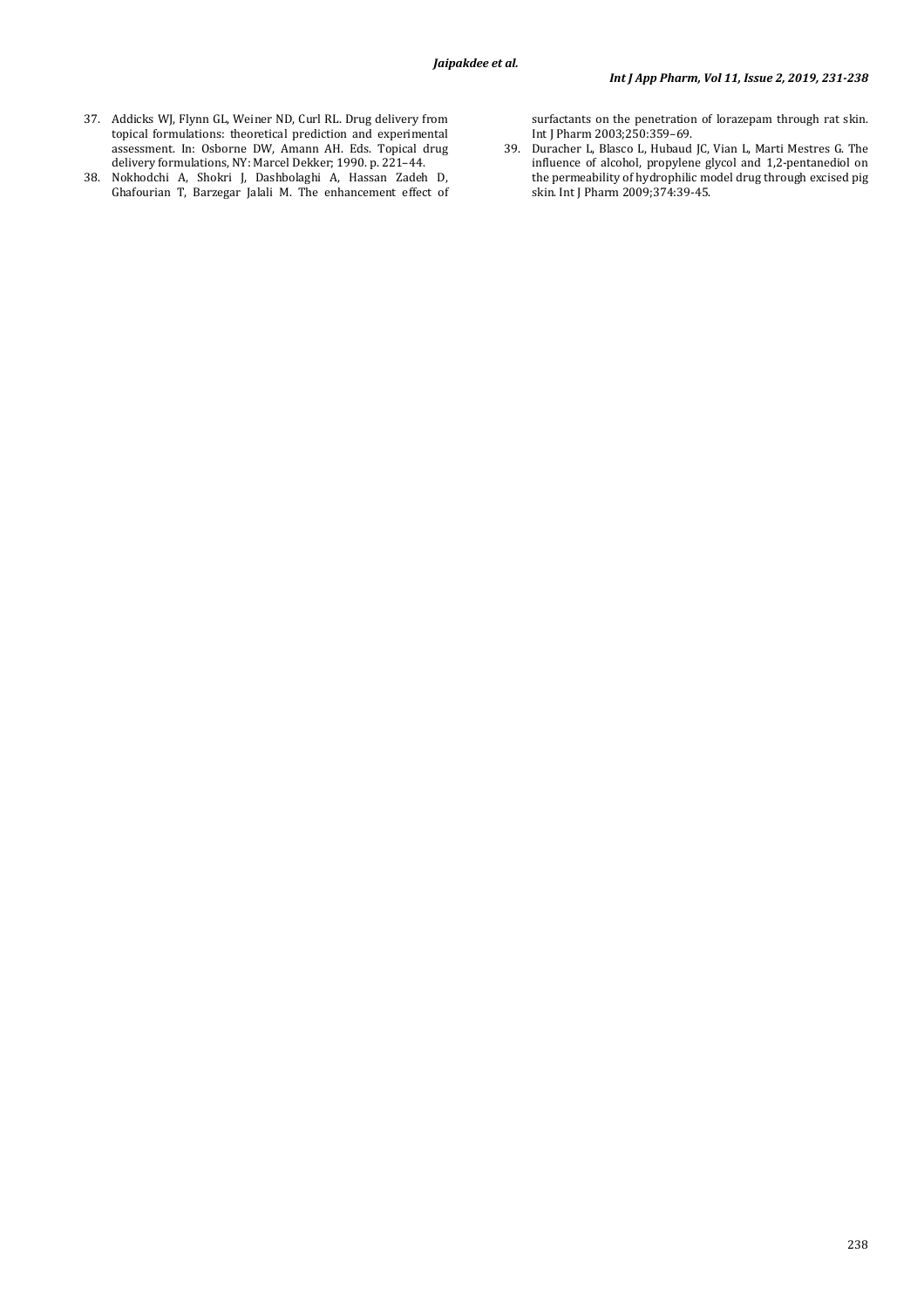37. Addicks WJ, Flynn GL, Weiner ND, Curl RL. Drug delivery from topical formulations: theoretical prediction and experimental assessment. In: Osborne DW, Amann AH. Eds. Topical drug delivery formulations, NY: Marcel Dekker; 1990. p. 221–44.
38. Nokhodchi A, Shokri J, Dashbolaghi A, Hassan Zadeh D, Ghafourian T, Barzegar Jalali M. The enhancement effect of surfactants on the penetration of lorazepam through rat skin. Int J Pharm 2003;250:359–69.
39. Duracher L, Blasco L, Hubaud JC, Vian L, Marti Mestres G. The influence of alcohol, propylene glycol and 1,2-pentanediol on the permeability of hydrophilic model drug through excised pig skin. Int J Pharm 2009;374:39-45.